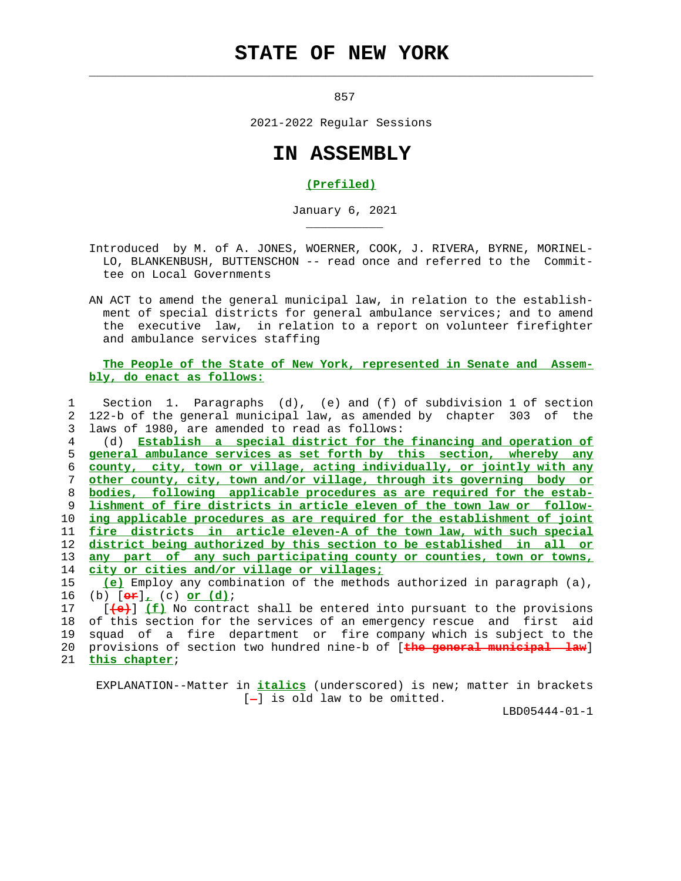# STATE OF NEW YORK

857

2021-2022 Regular Sessions

# IN ASSEMBLY

(Prefiled)

January 6, 2021

Introduced by M. of A. JONES, WOERNER, COOK, J. RIVERA, BYRNE, MORINELLO, BLANKENBUSH, BUTTENSCHON -- read once and referred to the Committee on Local Governments

AN ACT to amend the general municipal law, in relation to the establishment of special districts for general ambulance services; and to amend the executive law, in relation to a report on volunteer firefighter and ambulance services staffing

**The People of the State of New York, represented in Senate and Assembly, do enact as follows:**

1 Section 1. Paragraphs (d), (e) and (f) of subdivision 1 of section
2 122-b of the general municipal law, as amended by chapter 303 of the
3 laws of 1980, are amended to read as follows:
4 (d) ***Establish a special district for the financing and operation of***
5 ***general ambulance services as set forth by this section, whereby any***
6 ***county, city, town or village, acting individually, or jointly with any***
7 ***other county, city, town and/or village, through its governing body or***
8 ***bodies, following applicable procedures as are required for the estab-***
9 ***lishment of fire districts in article eleven of the town law or follow-***
10 ***ing applicable procedures as are required for the establishment of joint***
11 ***fire districts in article eleven-A of the town law, with such special***
12 ***district being authorized by this section to be established in all or***
13 ***any part of any such participating county or counties, town or towns,***
14 ***city or cities and/or village or villages;***
15 ***(e)*** Employ any combination of the methods authorized in paragraph (a),
16 (b) [or]***,*** (c) ***or (d)***;
17 [(e)] ***(f)*** No contract shall be entered into pursuant to the provisions
18 of this section for the services of an emergency rescue and first aid
19 squad of a fire department or fire company which is subject to the
20 provisions of section two hundred nine-b of [the general municipal law]
21 ***this chapter***;

EXPLANATION--Matter in *italics* (underscored) is new; matter in brackets [-] is old law to be omitted.

LBD05444-01-1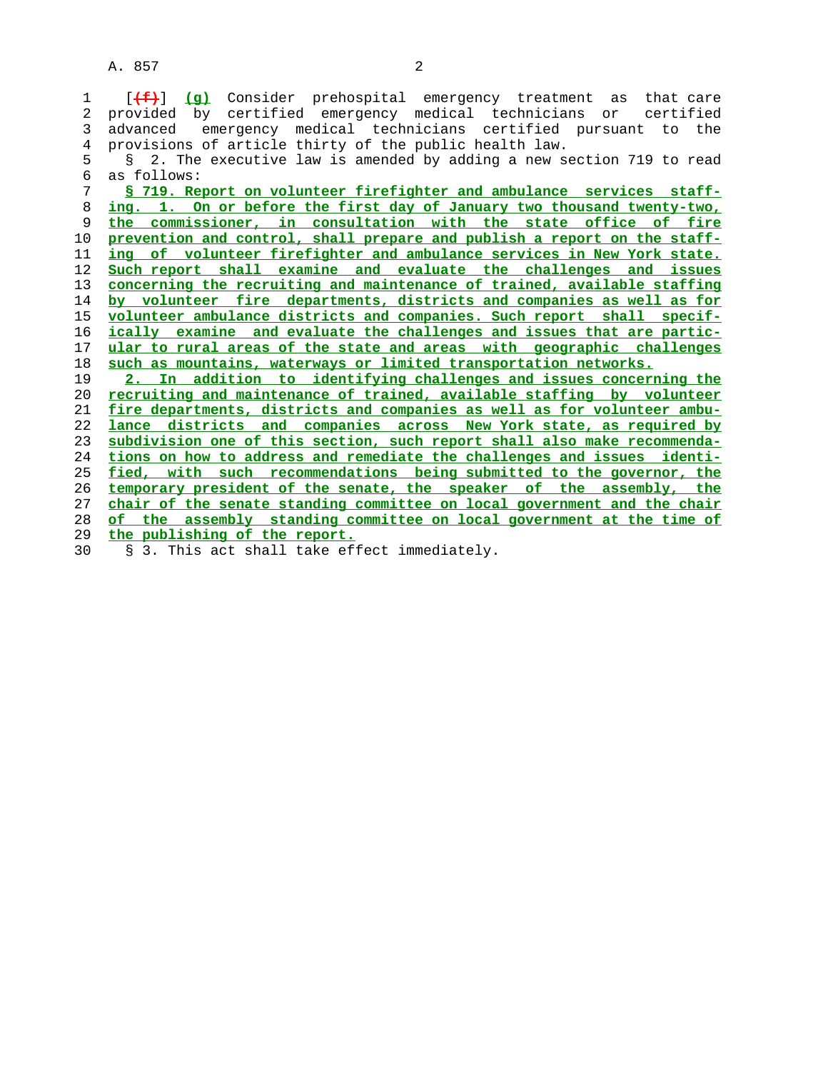[(f)] (g) Consider prehospital emergency treatment as that care provided by certified emergency medical technicians or certified advanced emergency medical technicians certified pursuant to the provisions of article thirty of the public health law.

§ 2. The executive law is amended by adding a new section 719 to read as follows:

§ 719. Report on volunteer firefighter and ambulance services staffing. 1. On or before the first day of January two thousand twenty-two, the commissioner, in consultation with the state office of fire prevention and control, shall prepare and publish a report on the staffing of volunteer firefighter and ambulance services in New York state. Such report shall examine and evaluate the challenges and issues concerning the recruiting and maintenance of trained, available staffing by volunteer fire departments, districts and companies as well as for volunteer ambulance districts and companies. Such report shall specifically examine and evaluate the challenges and issues that are particular to rural areas of the state and areas with geographic challenges such as mountains, waterways or limited transportation networks.

2. In addition to identifying challenges and issues concerning the recruiting and maintenance of trained, available staffing by volunteer fire departments, districts and companies as well as for volunteer ambulance districts and companies across New York state, as required by subdivision one of this section, such report shall also make recommendations on how to address and remediate the challenges and issues identified, with such recommendations being submitted to the governor, the temporary president of the senate, the speaker of the assembly, the chair of the senate standing committee on local government and the chair of the assembly standing committee on local government at the time of the publishing of the report.

§ 3. This act shall take effect immediately.